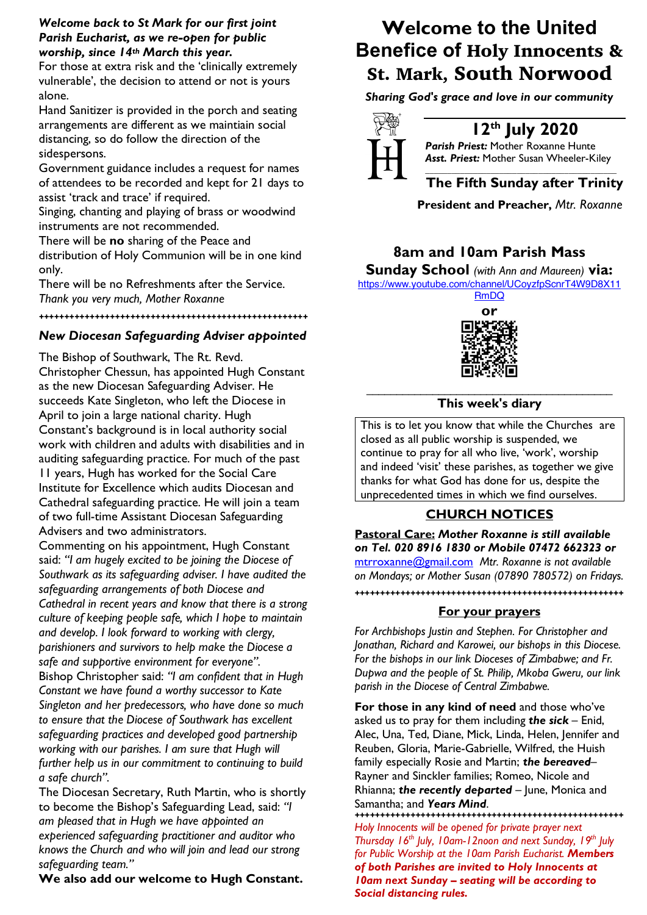*Welcome back to St Mark for our first joint Parish Eucharist, as we re-open for public worship, since 14th March this year.*

For those at extra risk and the 'clinically extremely vulnerable', the decision to attend or not is yours alone.

Hand Sanitizer is provided in the porch and seating arrangements are different as we maintain social distancing, so do follow the direction of the sidespersons.

Government guidance includes a request for names of attendees to be recorded and kept for 21 days to assist 'track and trace' if required.

Singing, chanting and playing of brass or woodwind instruments are not recommended.

There will be **no** sharing of the Peace and distribution of Holy Communion will be in one kind only.

There will be no Refreshments after the Service.

*Thank you very much, Mother Roxanne*

++++++++++++++++++++++++++++++++++++++++++++++++++++++

### *New Diocesan Safeguarding Adviser appointed*

The Bishop of Southwark, The Rt. Revd. Christopher Chessun, has appointed Hugh Constant as the new Diocesan Safeguarding Adviser. He succeeds Kate Singleton, who left the Diocese in April to join a large national charity. Hugh Constant's background is in local authority social work with children and adults with disabilities and in auditing safeguarding practice. For much of the past 11 years, Hugh has worked for the Social Care Institute for Excellence which audits Diocesan and Cathedral safeguarding practice. He will join a team of two full-time Assistant Diocesan Safeguarding Advisers and two administrators.

Commenting on his appointment, Hugh Constant said: *"I am hugely excited to be joining the Diocese of Southwark as its safeguarding adviser. I have audited the safeguarding arrangements of both Diocese and Cathedral in recent years and know that there is a strong culture of keeping people safe, which I hope to maintain and develop. I look forward to working with clergy, parishioners and survivors to help make the Diocese a safe and supportive environment for everyone".*

Bishop Christopher said: *"I am confident that in Hugh Constant we have found a worthy successor to Kate Singleton and her predecessors, who have done so much to ensure that the Diocese of Southwark has excellent safeguarding practices and developed good partnership working with our parishes. I am sure that Hugh will further help us in our commitment to continuing to build a safe church".*

The Diocesan Secretary, Ruth Martin, who is shortly to become the Bishop's Safeguarding Lead, said: *"I am pleased that in Hugh we have appointed an experienced safeguarding practitioner and auditor who knows the Church and who will join and lead our strong safeguarding team."*

**We also add our welcome to Hugh Constant.**

# Welcome to the United Benefice of Holy Innocents & St. Mark, South Norwood

***Sharing God's grace and love in our community***

## 12th July 2020

***Parish Priest:*** Mother Roxanne Hunte
***Asst. Priest:*** Mother Susan Wheeler-Kiley

### The Fifth Sunday after Trinity

**President and Preacher,** *Mtr. Roxanne*

### 8am and 10am Parish Mass

**Sunday School** *(with Ann and Maureen)* **via:**
https://www.youtube.com/channel/UCoyzfpScnrT4W9D8X11RmDQ

**or**

---

### This week's diary

This is to let you know that while the Churches are closed as all public worship is suspended, we continue to pray for all who live, 'work', worship and indeed 'visit' these parishes, as together we give thanks for what God has done for us, despite the unprecedented times in which we find ourselves.

### CHURCH NOTICES

**Pastoral Care:** ***Mother Roxanne is still available on Tel. 020 8916 1830 or Mobile 07472 662323 or*** mtrroxanne@gmail.com *Mtr. Roxanne is not available on Mondays; or Mother Susan (07890 780572) on Fridays.*

++++++++++++++++++++++++++++++++++++++++++++++++++++++

### For your prayers

*For Archbishops Justin and Stephen. For Christopher and Jonathan, Richard and Karowei, our bishops in this Diocese. For the bishops in our link Dioceses of Zimbabwe; and Fr. Dupwa and the people of St. Philip, Mkoba Gweru, our link parish in the Diocese of Central Zimbabwe.*

**For those in any kind of need** and those who've asked us to pray for them including ***the sick*** – Enid, Alec, Una, Ted, Diane, Mick, Linda, Helen, Jennifer and Reuben, Gloria, Marie-Gabrielle, Wilfred, the Huish family especially Rosie and Martin; ***the bereaved***– Rayner and Sinckler families; Romeo, Nicole and Rhianna; ***the recently departed*** – June, Monica and Samantha; and ***Years Mind***.

++++++++++++++++++++++++++++++++++++++++++++++++++++++

*Holy Innocents will be opened for private prayer next Thursday 16th July, 10am-12noon and next Sunday, 19th July for Public Worship at the 10am Parish Eucharist.* ***Members of both Parishes are invited to Holy Innocents at 10am next Sunday – seating will be according to Social distancing rules.***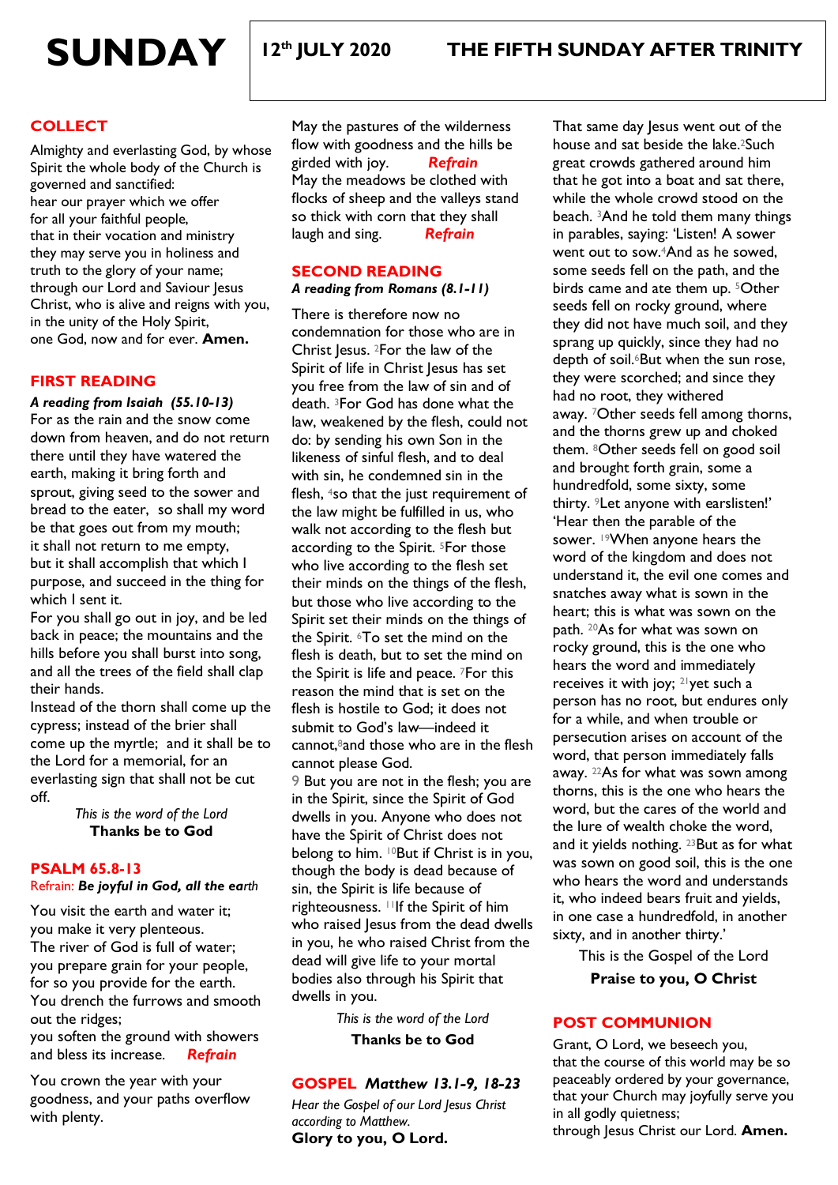# SUNDAY

**12th JULY 2020 THE FIFTH SUNDAY AFTER TRINITY**

## COLLECT

Almighty and everlasting God, by whose Spirit the whole body of the Church is governed and sanctified:
hear our prayer which we offer
for all your faithful people,
that in their vocation and ministry
they may serve you in holiness and truth to the glory of your name;
through our Lord and Saviour Jesus Christ, who is alive and reigns with you,
in the unity of the Holy Spirit,
one God, now and for ever. **Amen.**

## FIRST READING

***A reading from Isaiah (55.10-13)***

For as the rain and the snow come down from heaven, and do not return there until they have watered the earth, making it bring forth and sprout, giving seed to the sower and bread to the eater, so shall my word be that goes out from my mouth;
it shall not return to me empty,
but it shall accomplish that which I purpose, and succeed in the thing for which I sent it.
For you shall go out in joy, and be led back in peace; the mountains and the hills before you shall burst into song, and all the trees of the field shall clap their hands.
Instead of the thorn shall come up the cypress; instead of the brier shall come up the myrtle; and it shall be to the Lord for a memorial, for an everlasting sign that shall not be cut off.

*This is the word of the Lord*
**Thanks be to God**

## PSALM 65.8-13

Refrain: ***Be joyful in God, all the earth***

You visit the earth and water it;
you make it very plenteous.
The river of God is full of water;
you prepare grain for your people,
for so you provide for the earth.
You drench the furrows and smooth out the ridges;
you soften the ground with showers
and bless its increase. ***Refrain***

You crown the year with your goodness, and your paths overflow with plenty.
May the pastures of the wilderness flow with goodness and the hills be girded with joy. ***Refrain***
May the meadows be clothed with flocks of sheep and the valleys stand so thick with corn that they shall laugh and sing. ***Refrain***

## SECOND READING

***A reading from Romans (8.1-11)***

There is therefore now no condemnation for those who are in Christ Jesus. 2For the law of the Spirit of life in Christ Jesus has set you free from the law of sin and of death. 3For God has done what the law, weakened by the flesh, could not do: by sending his own Son in the likeness of sinful flesh, and to deal with sin, he condemned sin in the flesh, 4so that the just requirement of the law might be fulfilled in us, who walk not according to the flesh but according to the Spirit. 5For those who live according to the flesh set their minds on the things of the flesh, but those who live according to the Spirit set their minds on the things of the Spirit. 6To set the mind on the flesh is death, but to set the mind on the Spirit is life and peace. 7For this reason the mind that is set on the flesh is hostile to God; it does not submit to God's law—indeed it cannot,8and those who are in the flesh cannot please God.
9 But you are not in the flesh; you are in the Spirit, since the Spirit of God dwells in you. Anyone who does not have the Spirit of Christ does not belong to him. 10But if Christ is in you, though the body is dead because of sin, the Spirit is life because of righteousness. 11If the Spirit of him who raised Jesus from the dead dwells in you, he who raised Christ from the dead will give life to your mortal bodies also through his Spirit that dwells in you.

*This is the word of the Lord*
**Thanks be to God**

## GOSPEL *Matthew 13.1-9, 18-23*

*Hear the Gospel of our Lord Jesus Christ according to Matthew.*
**Glory to you, O Lord.**

That same day Jesus went out of the house and sat beside the lake.2Such great crowds gathered around him that he got into a boat and sat there, while the whole crowd stood on the beach. 3And he told them many things in parables, saying: 'Listen! A sower went out to sow.4And as he sowed, some seeds fell on the path, and the birds came and ate them up. 5Other seeds fell on rocky ground, where they did not have much soil, and they sprang up quickly, since they had no depth of soil.6But when the sun rose, they were scorched; and since they had no root, they withered away. 7Other seeds fell among thorns, and the thorns grew up and choked them. 8Other seeds fell on good soil and brought forth grain, some a hundredfold, some sixty, some thirty. 9Let anyone with earslisten!'
'Hear then the parable of the sower. 19When anyone hears the word of the kingdom and does not understand it, the evil one comes and snatches away what is sown in the heart; this is what was sown on the path. 20As for what was sown on rocky ground, this is the one who hears the word and immediately receives it with joy; 21yet such a person has no root, but endures only for a while, and when trouble or persecution arises on account of the word, that person immediately falls away. 22As for what was sown among thorns, this is the one who hears the word, but the cares of the world and the lure of wealth choke the word, and it yields nothing. 23But as for what was sown on good soil, this is the one who hears the word and understands it, who indeed bears fruit and yields, in one case a hundredfold, in another sixty, and in another thirty.'

This is the Gospel of the Lord
**Praise to you, O Christ**

## POST COMMUNION

Grant, O Lord, we beseech you,
that the course of this world may be so peaceably ordered by your governance,
that your Church may joyfully serve you in all godly quietness;
through Jesus Christ our Lord. **Amen.**